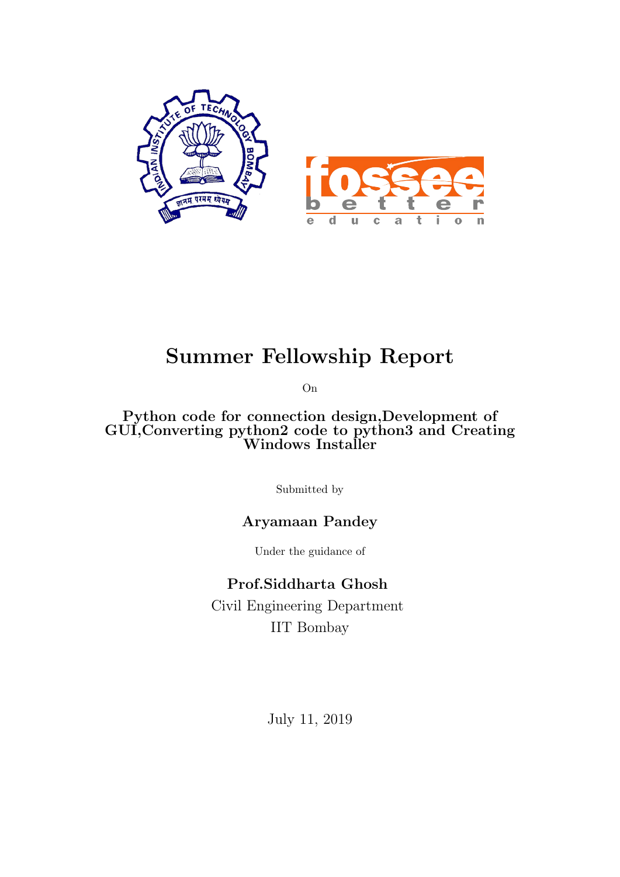# Summer Fellowship Report

On

**Python code for connection design,Development of GUI,Converting python2 code to python3 and Creating Windows Installer**

Submitted by

**Aryamaan Pandey**

Under the guidance of

**Prof.Siddharta Ghosh**

Civil Engineering Department

IIT Bombay

July 11, 2019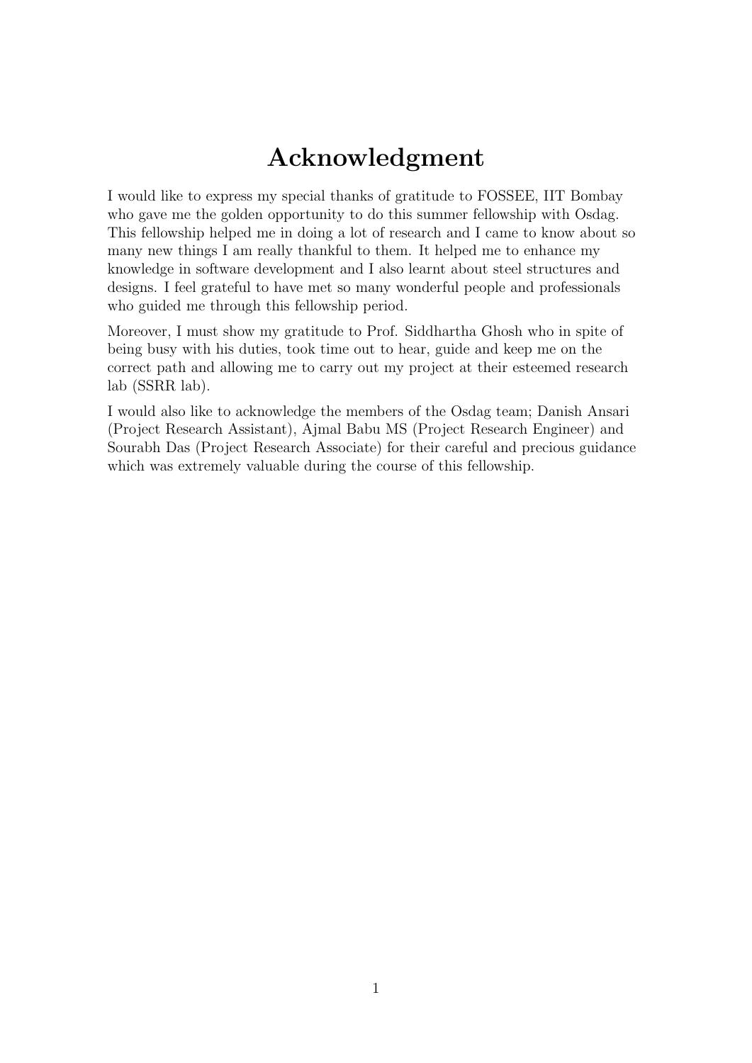# Acknowledgment

I would like to express my special thanks of gratitude to FOSSEE, IIT Bombay who gave me the golden opportunity to do this summer fellowship with Osdag. This fellowship helped me in doing a lot of research and I came to know about so many new things I am really thankful to them. It helped me to enhance my knowledge in software development and I also learnt about steel structures and designs. I feel grateful to have met so many wonderful people and professionals who guided me through this fellowship period.

Moreover, I must show my gratitude to Prof. Siddhartha Ghosh who in spite of being busy with his duties, took time out to hear, guide and keep me on the correct path and allowing me to carry out my project at their esteemed research lab (SSRR lab).

I would also like to acknowledge the members of the Osdag team; Danish Ansari (Project Research Assistant), Ajmal Babu MS (Project Research Engineer) and Sourabh Das (Project Research Associate) for their careful and precious guidance which was extremely valuable during the course of this fellowship.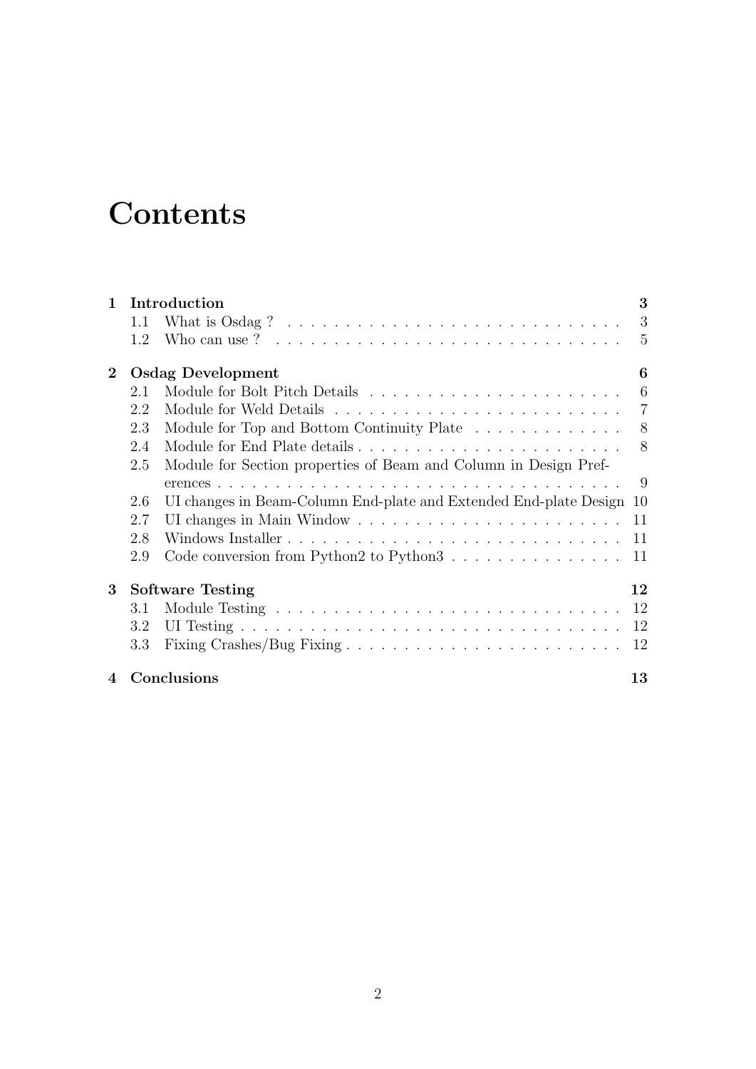# Contents

| | | |
|---|---|---|
| **1** | **Introduction** | **3** |
| 1.1 | What is Osdag ? | 3 |
| 1.2 | Who can use ? | 5 |
| **2** | **Osdag Development** | **6** |
| 2.1 | Module for Bolt Pitch Details | 6 |
| 2.2 | Module for Weld Details | 7 |
| 2.3 | Module for Top and Bottom Continuity Plate | 8 |
| 2.4 | Module for End Plate details | 8 |
| 2.5 | Module for Section properties of Beam and Column in Design Preferences | 9 |
| 2.6 | UI changes in Beam-Column End-plate and Extended End-plate Design | 10 |
| 2.7 | UI changes in Main Window | 11 |
| 2.8 | Windows Installer | 11 |
| 2.9 | Code conversion from Python2 to Python3 | 11 |
| **3** | **Software Testing** | **12** |
| 3.1 | Module Testing | 12 |
| 3.2 | UI Testing | 12 |
| 3.3 | Fixing Crashes/Bug Fixing | 12 |
| **4** | **Conclusions** | **13** |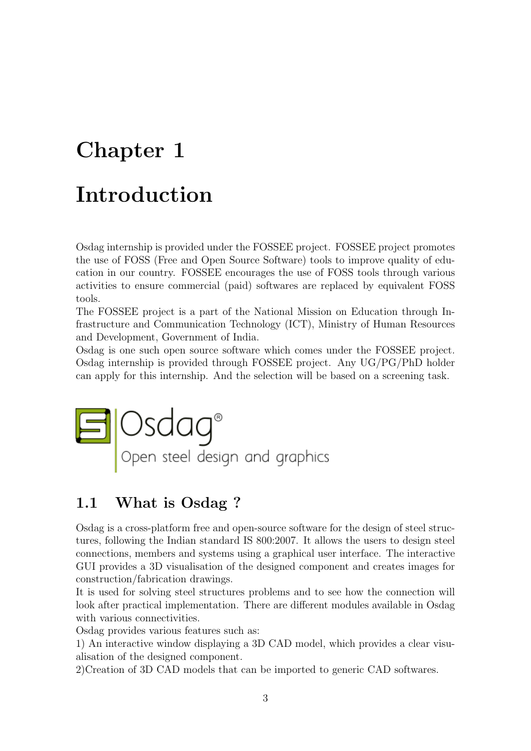# Chapter 1

# Introduction

Osdag internship is provided under the FOSSEE project. FOSSEE project promotes the use of FOSS (Free and Open Source Software) tools to improve quality of education in our country. FOSSEE encourages the use of FOSS tools through various activities to ensure commercial (paid) softwares are replaced by equivalent FOSS tools.
The FOSSEE project is a part of the National Mission on Education through Infrastructure and Communication Technology (ICT), Ministry of Human Resources and Development, Government of India.
Osdag is one such open source software which comes under the FOSSEE project. Osdag internship is provided through FOSSEE project. Any UG/PG/PhD holder can apply for this internship. And the selection will be based on a screening task.

Osdag®
Open steel design and graphics

## 1.1 What is Osdag ?

Osdag is a cross-platform free and open-source software for the design of steel structures, following the Indian standard IS 800:2007. It allows the users to design steel connections, members and systems using a graphical user interface. The interactive GUI provides a 3D visualisation of the designed component and creates images for construction/fabrication drawings.
It is used for solving steel structures problems and to see how the connection will look after practical implementation. There are different modules available in Osdag with various connectivities.
Osdag provides various features such as:
1) An interactive window displaying a 3D CAD model, which provides a clear visualisation of the designed component.
2)Creation of 3D CAD models that can be imported to generic CAD softwares.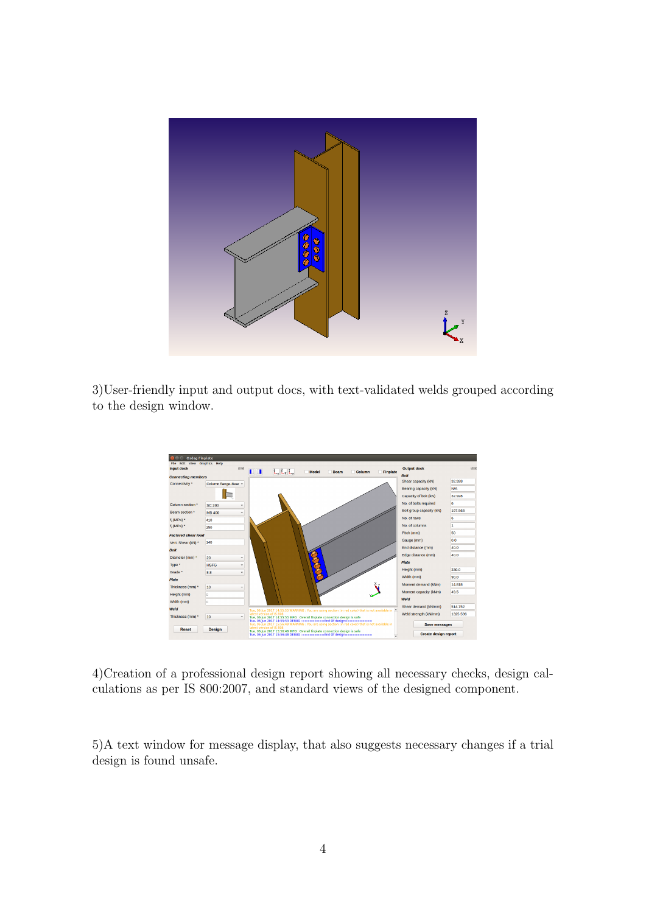3)User-friendly input and output docs, with text-validated welds grouped according to the design window.

4)Creation of a professional design report showing all necessary checks, design calculations as per IS 800:2007, and standard views of the designed component.

5)A text window for message display, that also suggests necessary changes if a trial design is found unsafe.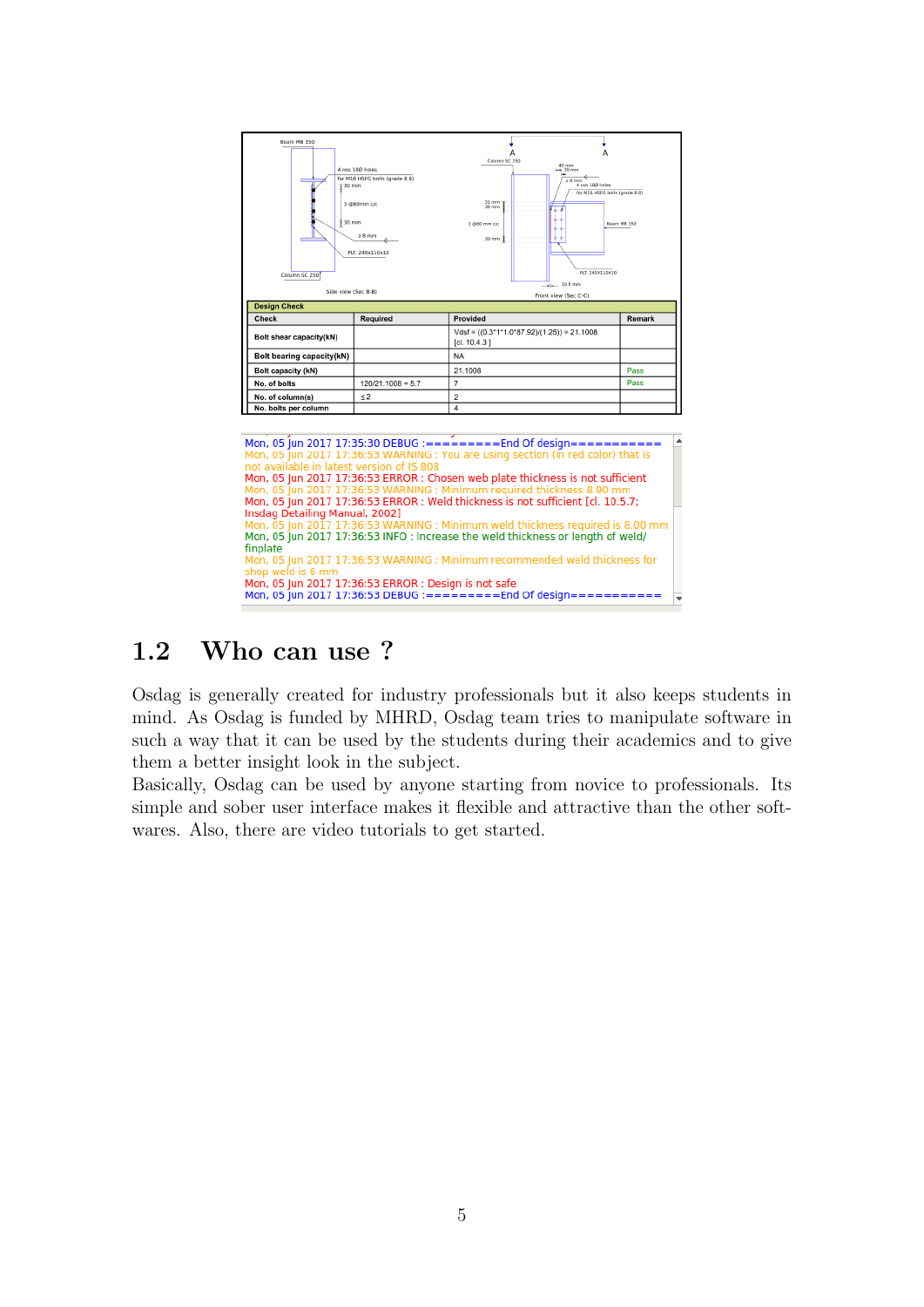| Check | Required | Provided | Remark |
|---|---|---|---|
| Bolt shear capacity(kN) | | Vdsf = ((0.3*1*1.0*87.92)/(1.25)) = 21.1008 [cl. 10.4.3 ] | |
| Bolt bearing capacity(kN) | | NA | |
| Bolt capacity (kN) | | 21.1008 | Pass |
| No. of bolts | 120/21.1008 = 5.7 | 7 | Pass |
| No. of column(s) | ≤2 | 2 | |
| No. bolts per column | | 4 | |

```
Mon, 05 Jun 2017 17:35:30 DEBUG :=========End Of design==========
Mon, 05 Jun 2017 17:36:53 WARNING : You are using section (in red color) that is not available in latest version of IS 808
Mon, 05 Jun 2017 17:36:53 ERROR : Chosen web plate thickness is not sufficient
Mon, 05 Jun 2017 17:36:53 WARNING : Minimum required thickness 8.90 mm
Mon, 05 Jun 2017 17:36:53 ERROR : Weld thickness is not sufficient [cl. 10.5.7; Insdag Detailing Manual, 2002]
Mon, 05 Jun 2017 17:36:53 WARNING : Minimum weld thickness required is 8.00 mm
Mon, 05 Jun 2017 17:36:53 INFO : Increase the weld thickness or length of weld/ finplate
Mon, 05 Jun 2017 17:36:53 WARNING : Minimum recommended weld thickness for shop weld is 6 mm
Mon, 05 Jun 2017 17:36:53 ERROR : Design is not safe
Mon, 05 Jun 2017 17:36:53 DEBUG :=========End Of design==========
```

## 1.2 Who can use ?

Osdag is generally created for industry professionals but it also keeps students in mind. As Osdag is funded by MHRD, Osdag team tries to manipulate software in such a way that it can be used by the students during their academics and to give them a better insight look in the subject.

Basically, Osdag can be used by anyone starting from novice to professionals. Its simple and sober user interface makes it flexible and attractive than the other softwares. Also, there are video tutorials to get started.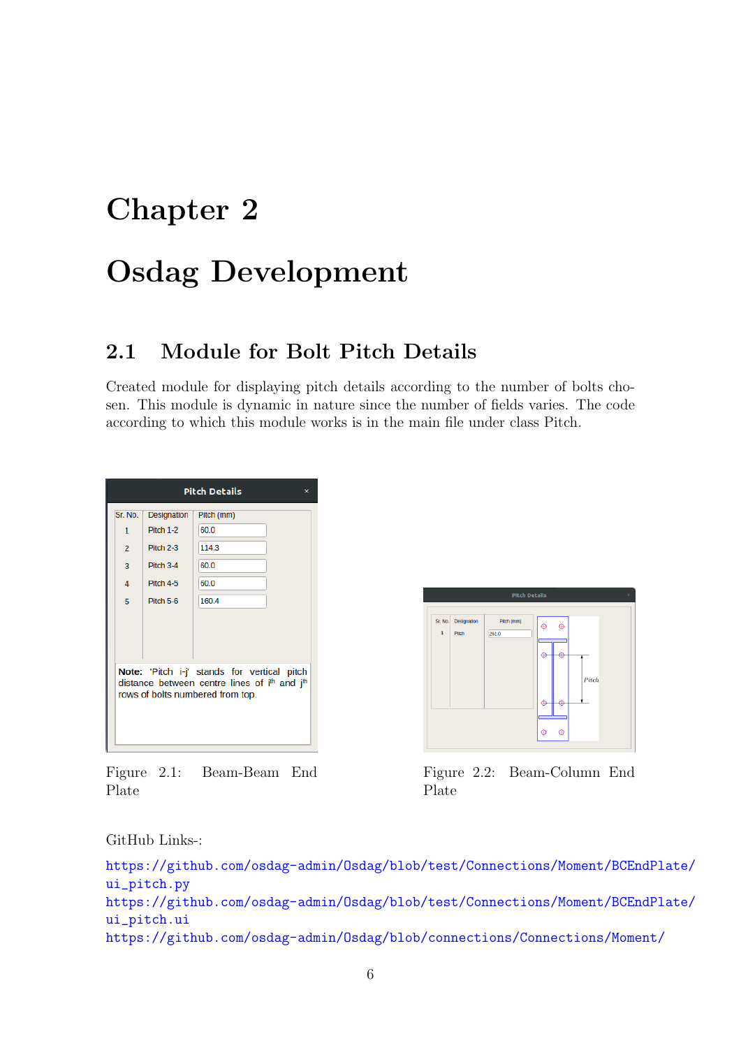# Chapter 2

# Osdag Development

## 2.1 Module for Bolt Pitch Details

Created module for displaying pitch details according to the number of bolts chosen. This module is dynamic in nature since the number of fields varies. The code according to which this module works is in the main file under class Pitch.

Figure 2.1: Beam-Beam End Plate

Figure 2.2: Beam-Column End Plate

GitHub Links-:

https://github.com/osdag-admin/Osdag/blob/test/Connections/Moment/BCEndPlate/ui_pitch.py
https://github.com/osdag-admin/Osdag/blob/test/Connections/Moment/BCEndPlate/ui_pitch.ui
https://github.com/osdag-admin/Osdag/blob/connections/Connections/Moment/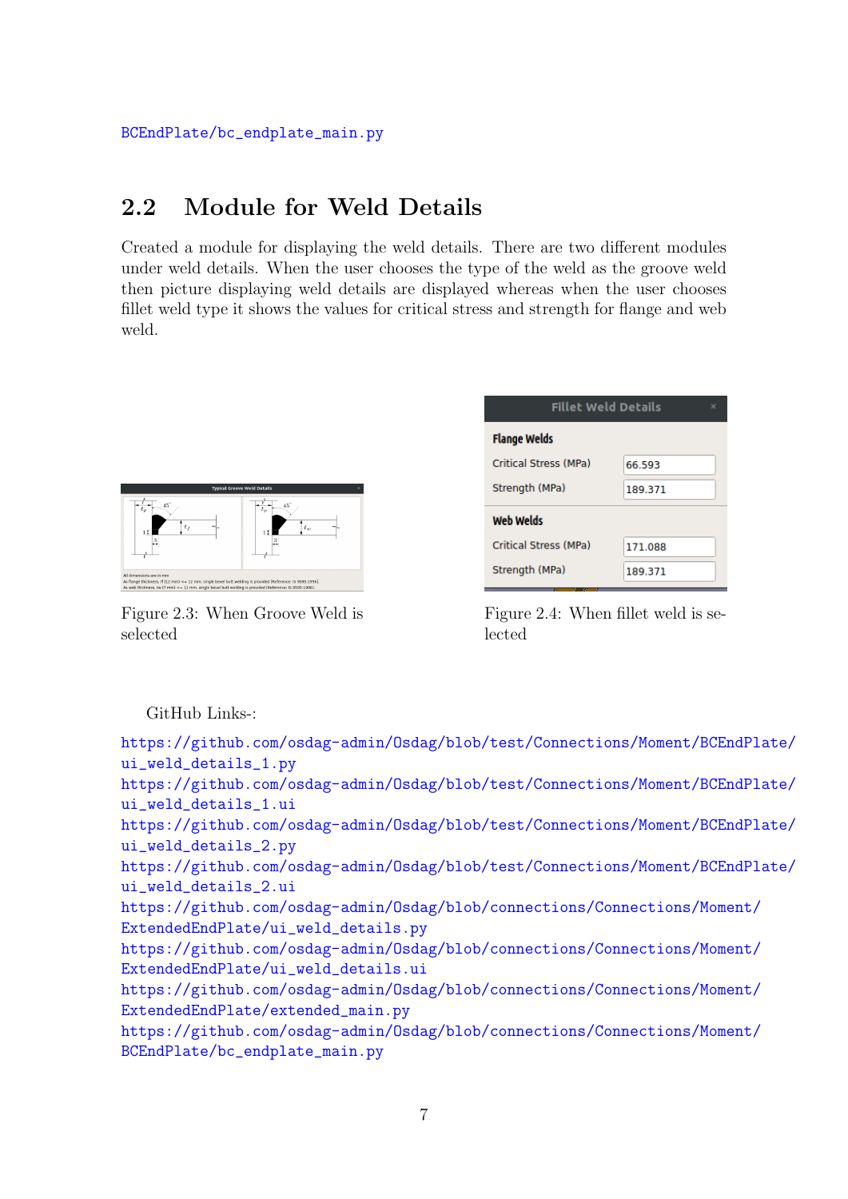BCEndPlate/bc_endplate_main.py

## 2.2 Module for Weld Details

Created a module for displaying the weld details. There are two different modules under weld details. When the user chooses the type of the weld as the groove weld then picture displaying weld details are displayed whereas when the user chooses fillet weld type it shows the values for critical stress and strength for flange and web weld.

Figure 2.3: When Groove Weld is selected

Figure 2.4: When fillet weld is selected

GitHub Links-:

https://github.com/osdag-admin/Osdag/blob/test/Connections/Moment/BCEndPlate/ui_weld_details_1.py
https://github.com/osdag-admin/Osdag/blob/test/Connections/Moment/BCEndPlate/ui_weld_details_1.ui
https://github.com/osdag-admin/Osdag/blob/test/Connections/Moment/BCEndPlate/ui_weld_details_2.py
https://github.com/osdag-admin/Osdag/blob/test/Connections/Moment/BCEndPlate/ui_weld_details_2.ui
https://github.com/osdag-admin/Osdag/blob/connections/Connections/Moment/ExtendedEndPlate/ui_weld_details.py
https://github.com/osdag-admin/Osdag/blob/connections/Connections/Moment/ExtendedEndPlate/ui_weld_details.ui
https://github.com/osdag-admin/Osdag/blob/connections/Connections/Moment/ExtendedEndPlate/extended_main.py
https://github.com/osdag-admin/Osdag/blob/connections/Connections/Moment/BCEndPlate/bc_endplate_main.py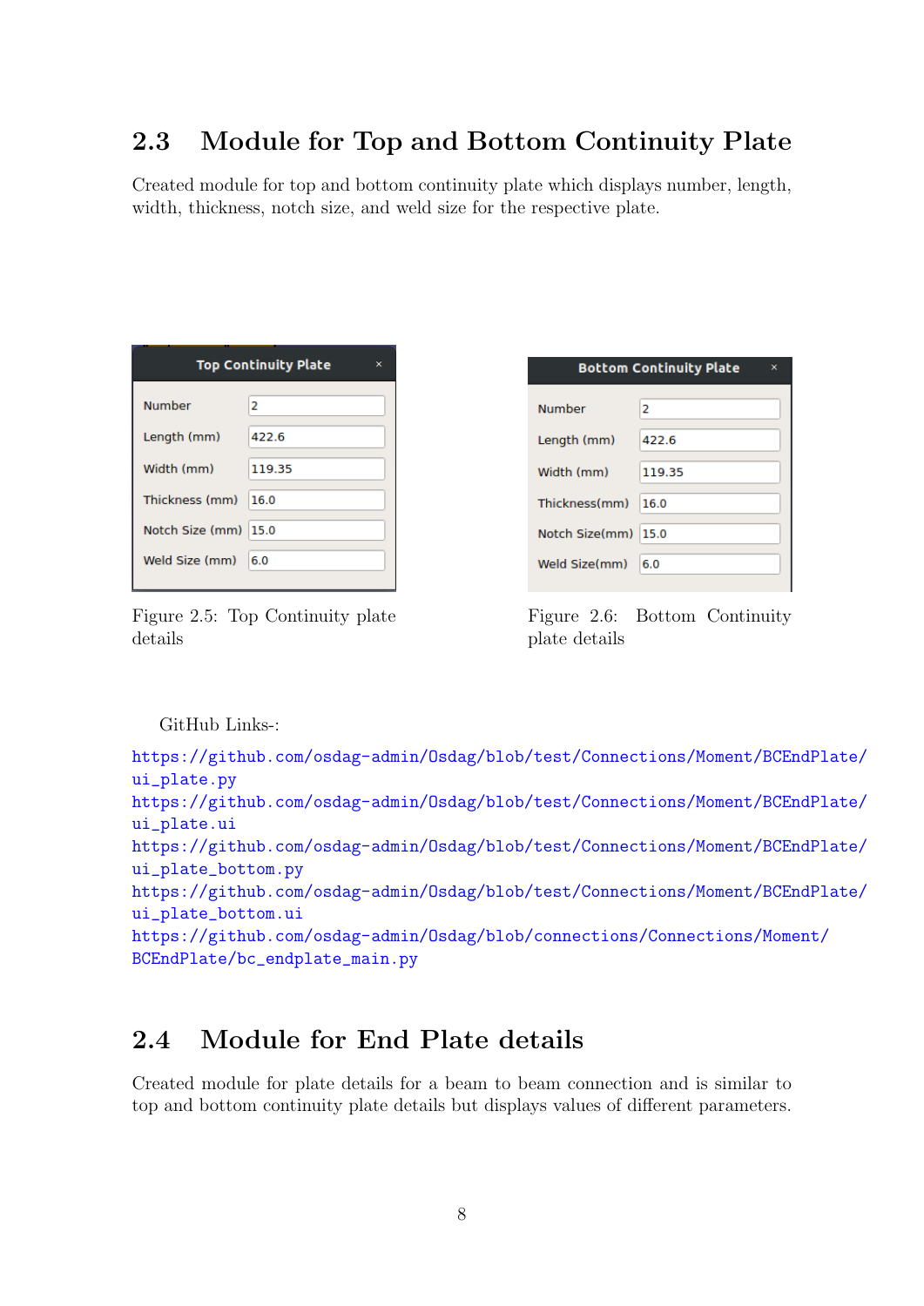## 2.3 Module for Top and Bottom Continuity Plate

Created module for top and bottom continuity plate which displays number, length, width, thickness, notch size, and weld size for the respective plate.

Figure 2.5: Top Continuity plate details

Figure 2.6: Bottom Continuity plate details

GitHub Links-:

https://github.com/osdag-admin/Osdag/blob/test/Connections/Moment/BCEndPlate/ui_plate.py
https://github.com/osdag-admin/Osdag/blob/test/Connections/Moment/BCEndPlate/ui_plate.ui
https://github.com/osdag-admin/Osdag/blob/test/Connections/Moment/BCEndPlate/ui_plate_bottom.py
https://github.com/osdag-admin/Osdag/blob/test/Connections/Moment/BCEndPlate/ui_plate_bottom.ui
https://github.com/osdag-admin/Osdag/blob/connections/Connections/Moment/BCEndPlate/bc_endplate_main.py

## 2.4 Module for End Plate details

Created module for plate details for a beam to beam connection and is similar to top and bottom continuity plate details but displays values of different parameters.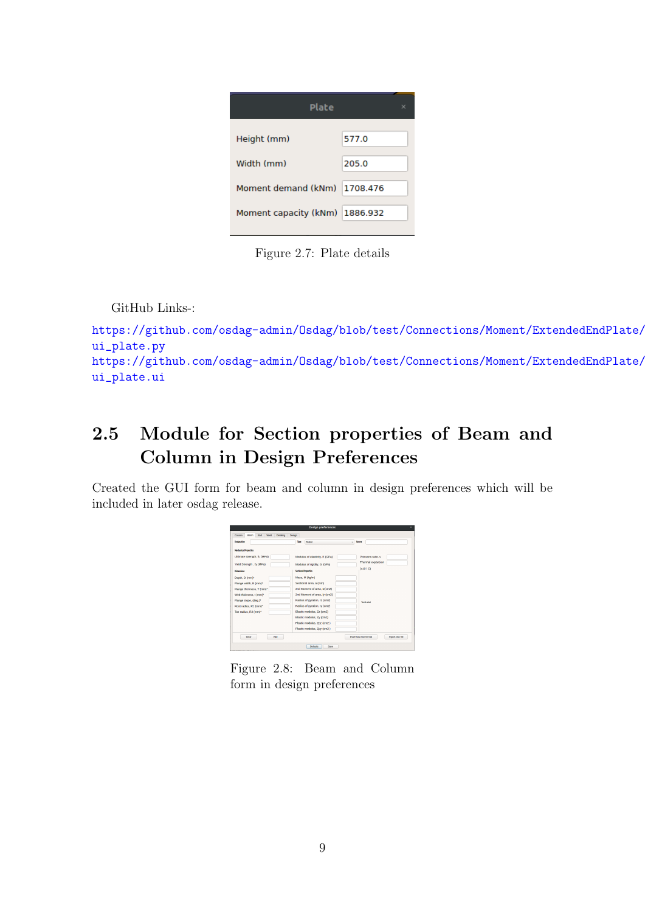| Plate | |
|---|---|
| Height (mm) | 577.0 |
| Width (mm) | 205.0 |
| Moment demand (kNm) | 1708.476 |
| Moment capacity (kNm) | 1886.932 |

Figure 2.7: Plate details

GitHub Links-:

https://github.com/osdag-admin/Osdag/blob/test/Connections/Moment/ExtendedEndPlate/ui_plate.py
https://github.com/osdag-admin/Osdag/blob/test/Connections/Moment/ExtendedEndPlate/ui_plate.ui

## 2.5 Module for Section properties of Beam and Column in Design Preferences

Created the GUI form for beam and column in design preferences which will be included in later osdag release.

Figure 2.8: Beam and Column form in design preferences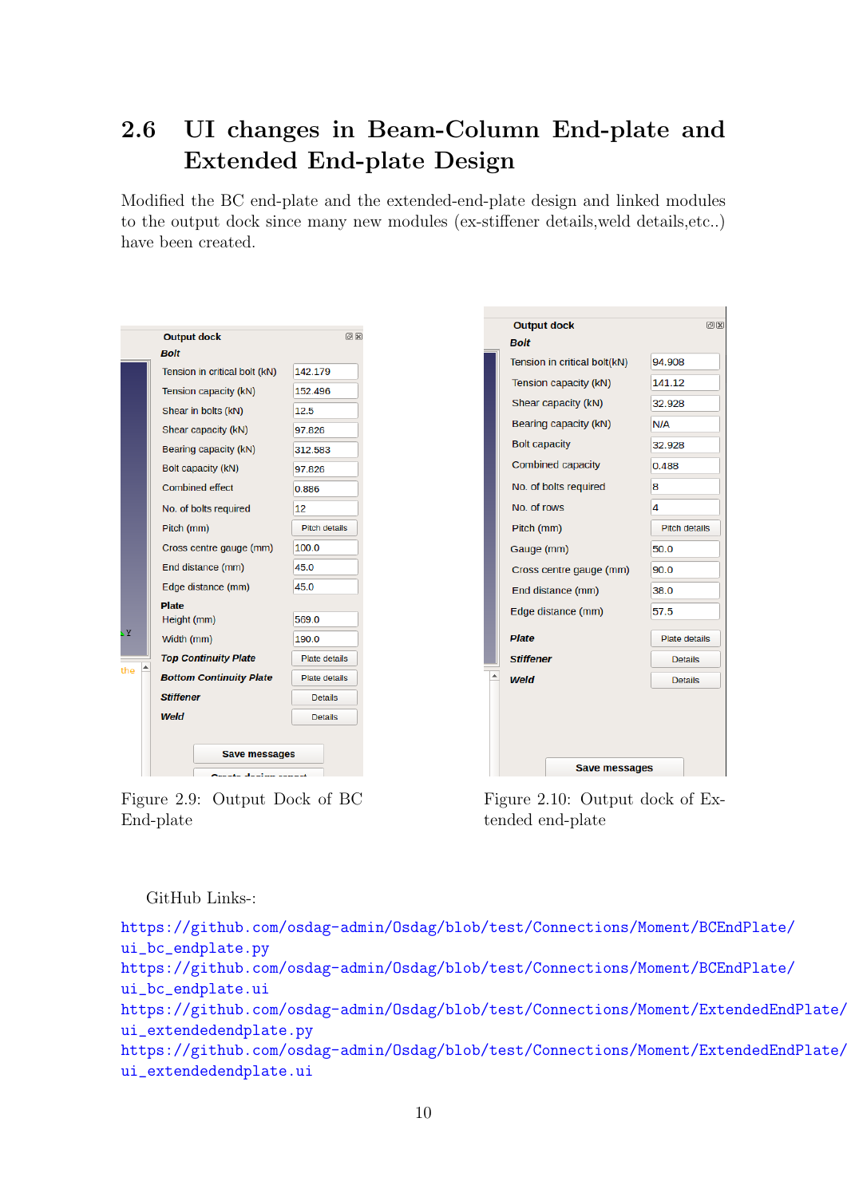## 2.6 UI changes in Beam-Column End-plate and Extended End-plate Design

Modified the BC end-plate and the extended-end-plate design and linked modules to the output dock since many new modules (ex-stiffener details,weld details,etc..) have been created.

Figure 2.9: Output Dock of BC End-plate

Figure 2.10: Output dock of Extended end-plate

GitHub Links-:

https://github.com/osdag-admin/Osdag/blob/test/Connections/Moment/BCEndPlate/ui_bc_endplate.py
https://github.com/osdag-admin/Osdag/blob/test/Connections/Moment/BCEndPlate/ui_bc_endplate.ui
https://github.com/osdag-admin/Osdag/blob/test/Connections/Moment/ExtendedEndPlate/ui_extendedendplate.py
https://github.com/osdag-admin/Osdag/blob/test/Connections/Moment/ExtendedEndPlate/ui_extendedendplate.ui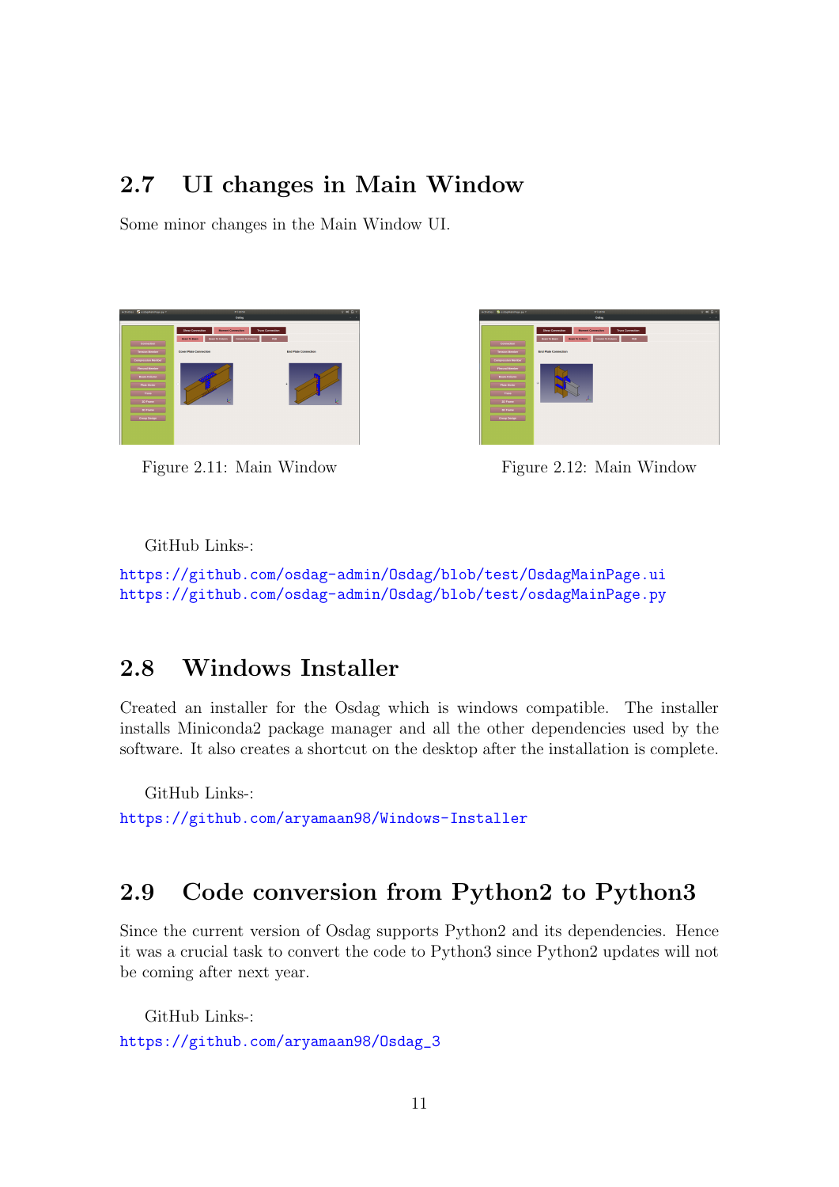## 2.7 UI changes in Main Window

Some minor changes in the Main Window UI.

Figure 2.11: Main Window

Figure 2.12: Main Window

GitHub Links-:

https://github.com/osdag-admin/Osdag/blob/test/OsdagMainPage.ui
https://github.com/osdag-admin/Osdag/blob/test/osdagMainPage.py

## 2.8 Windows Installer

Created an installer for the Osdag which is windows compatible. The installer installs Miniconda2 package manager and all the other dependencies used by the software. It also creates a shortcut on the desktop after the installation is complete.

GitHub Links-:
https://github.com/aryamaan98/Windows-Installer

## 2.9 Code conversion from Python2 to Python3

Since the current version of Osdag supports Python2 and its dependencies. Hence it was a crucial task to convert the code to Python3 since Python2 updates will not be coming after next year.

GitHub Links-:
https://github.com/aryamaan98/Osdag_3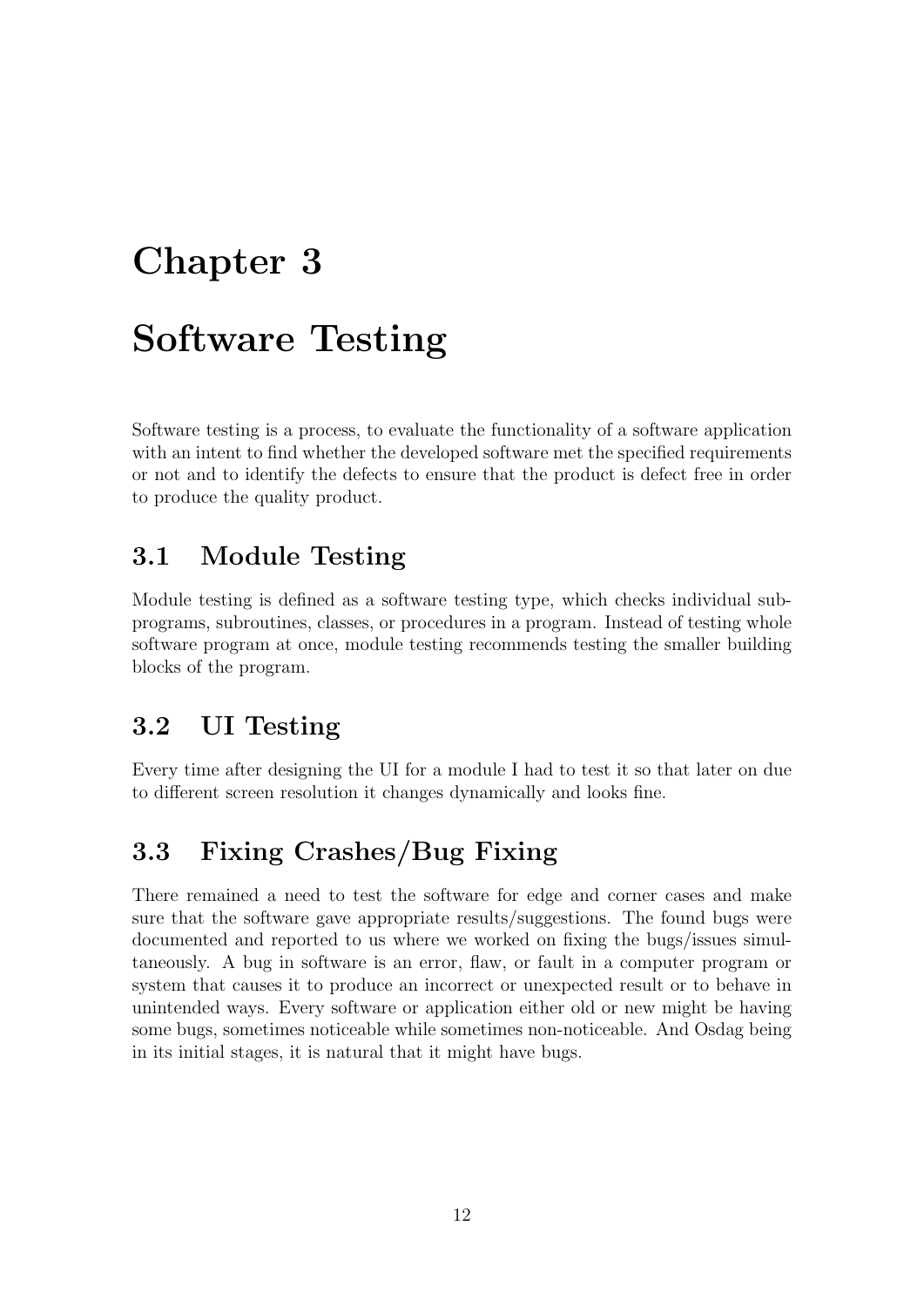# Chapter 3

# Software Testing

Software testing is a process, to evaluate the functionality of a software application with an intent to find whether the developed software met the specified requirements or not and to identify the defects to ensure that the product is defect free in order to produce the quality product.

## 3.1 Module Testing

Module testing is defined as a software testing type, which checks individual subprograms, subroutines, classes, or procedures in a program. Instead of testing whole software program at once, module testing recommends testing the smaller building blocks of the program.

## 3.2 UI Testing

Every time after designing the UI for a module I had to test it so that later on due to different screen resolution it changes dynamically and looks fine.

## 3.3 Fixing Crashes/Bug Fixing

There remained a need to test the software for edge and corner cases and make sure that the software gave appropriate results/suggestions. The found bugs were documented and reported to us where we worked on fixing the bugs/issues simultaneously. A bug in software is an error, flaw, or fault in a computer program or system that causes it to produce an incorrect or unexpected result or to behave in unintended ways. Every software or application either old or new might be having some bugs, sometimes noticeable while sometimes non-noticeable. And Osdag being in its initial stages, it is natural that it might have bugs.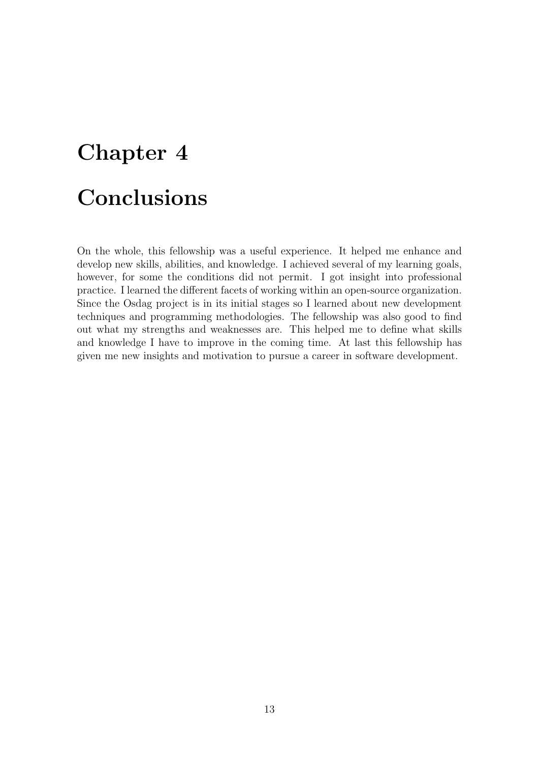# Chapter 4

# Conclusions

On the whole, this fellowship was a useful experience. It helped me enhance and develop new skills, abilities, and knowledge. I achieved several of my learning goals, however, for some the conditions did not permit. I got insight into professional practice. I learned the different facets of working within an open-source organization. Since the Osdag project is in its initial stages so I learned about new development techniques and programming methodologies. The fellowship was also good to find out what my strengths and weaknesses are. This helped me to define what skills and knowledge I have to improve in the coming time. At last this fellowship has given me new insights and motivation to pursue a career in software development.